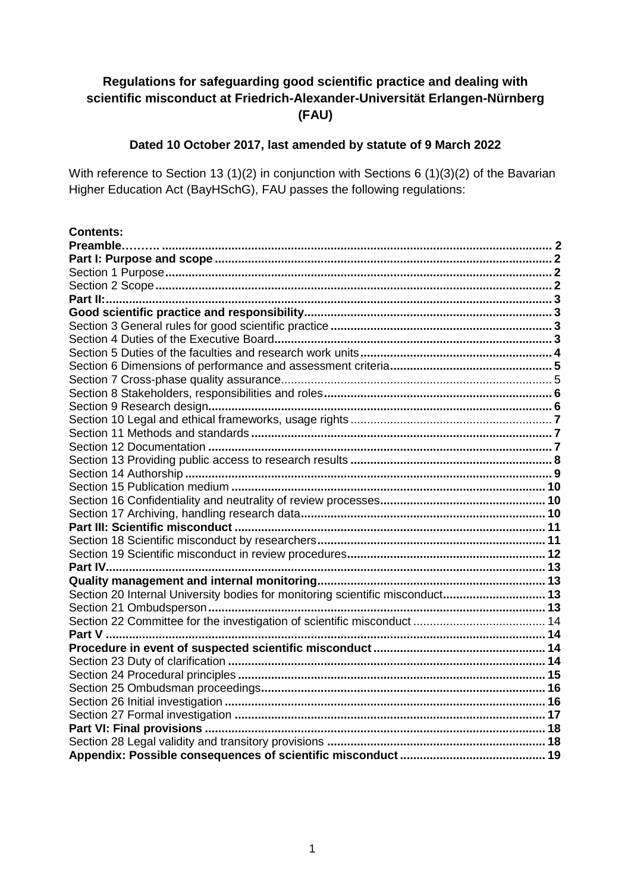# Regulations for safeguarding good scientific practice and dealing with scientific misconduct at Friedrich-Alexander-Universität Erlangen-Nürnberg (FAU)

**Dated 10 October 2017, last amended by statute of 9 March 2022**

With reference to Section 13 (1)(2) in conjunction with Sections 6 (1)(3)(2) of the Bavarian Higher Education Act (BayHSchG), FAU passes the following regulations:

**Contents:**

| | |
|---|---|
| **Preamble……….** | **2** |
| **Part I: Purpose and scope** | **2** |
| Section 1 Purpose | **2** |
| Section 2 Scope | **2** |
| **Part II:** | **3** |
| **Good scientific practice and responsibility** | **3** |
| Section 3 General rules for good scientific practice | **3** |
| Section 4 Duties of the Executive Board | **3** |
| Section 5 Duties of the faculties and research work units | **4** |
| Section 6 Dimensions of performance and assessment criteria | **5** |
| Section 7 Cross-phase quality assurance | 5 |
| Section 8 Stakeholders, responsibilities and roles | **6** |
| Section 9 Research design | **6** |
| Section 10 Legal and ethical frameworks, usage rights | **7** |
| Section 11 Methods and standards | **7** |
| Section 12 Documentation | **7** |
| Section 13 Providing public access to research results | **8** |
| Section 14 Authorship | **9** |
| Section 15 Publication medium | **10** |
| Section 16 Confidentiality and neutrality of review processes | **10** |
| Section 17 Archiving, handling research data | **10** |
| **Part III: Scientific misconduct** | **11** |
| Section 18 Scientific misconduct by researchers | **11** |
| Section 19 Scientific misconduct in review procedures | **12** |
| **Part IV** | **13** |
| **Quality management and internal monitoring** | **13** |
| Section 20 Internal University bodies for monitoring scientific misconduct | **13** |
| Section 21 Ombudsperson | **13** |
| Section 22 Committee for the investigation of scientific misconduct | 14 |
| **Part V** | **14** |
| **Procedure in event of suspected scientific misconduct** | **14** |
| Section 23 Duty of clarification | **14** |
| Section 24 Procedural principles | **15** |
| Section 25 Ombudsman proceedings | **16** |
| Section 26 Initial investigation | **16** |
| Section 27 Formal investigation | **17** |
| **Part VI: Final provisions** | **18** |
| Section 28 Legal validity and transitory provisions | **18** |
| **Appendix: Possible consequences of scientific misconduct** | **19** |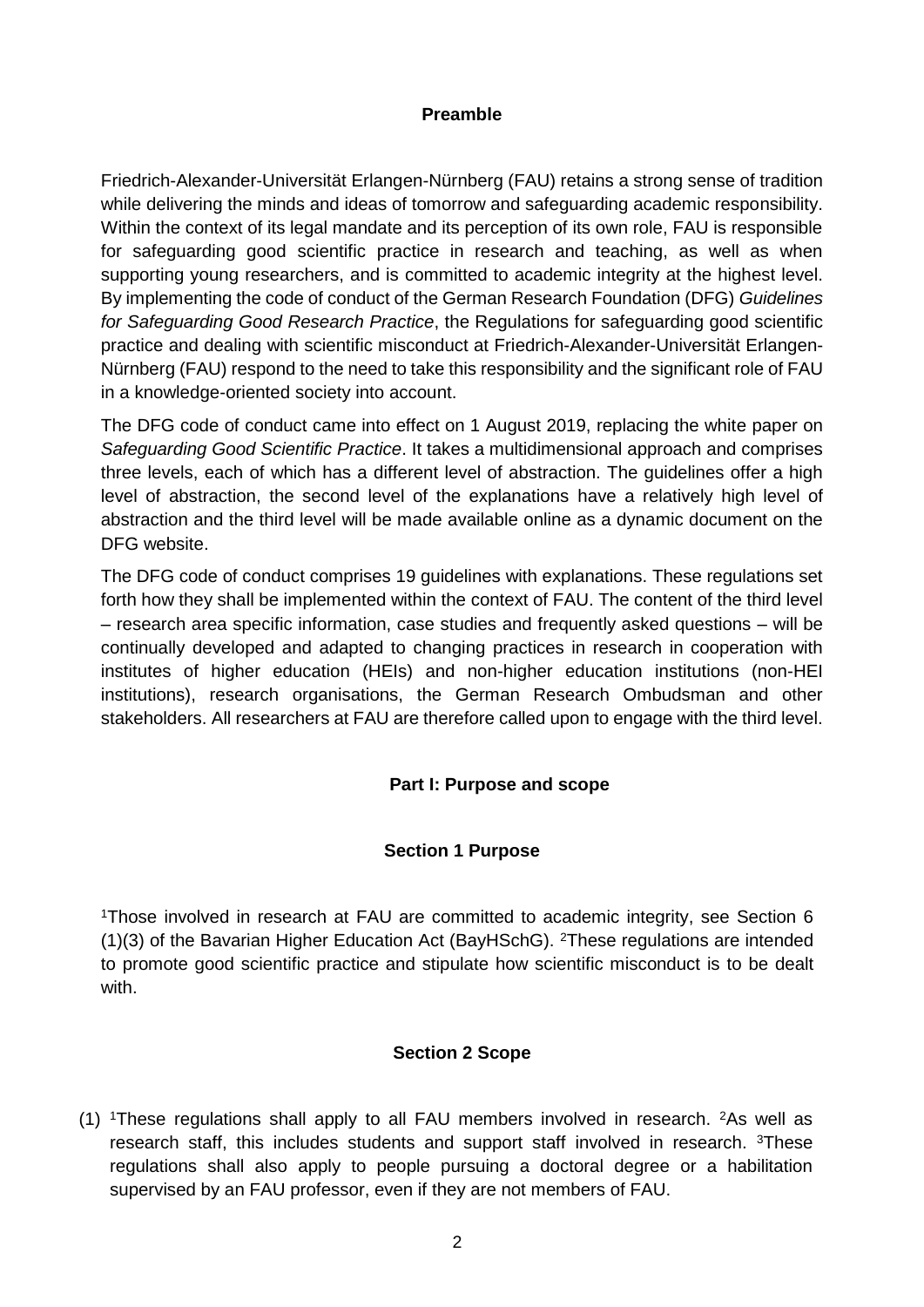## Preamble

Friedrich-Alexander-Universität Erlangen-Nürnberg (FAU) retains a strong sense of tradition while delivering the minds and ideas of tomorrow and safeguarding academic responsibility. Within the context of its legal mandate and its perception of its own role, FAU is responsible for safeguarding good scientific practice in research and teaching, as well as when supporting young researchers, and is committed to academic integrity at the highest level. By implementing the code of conduct of the German Research Foundation (DFG) *Guidelines for Safeguarding Good Research Practice*, the Regulations for safeguarding good scientific practice and dealing with scientific misconduct at Friedrich-Alexander-Universität Erlangen-Nürnberg (FAU) respond to the need to take this responsibility and the significant role of FAU in a knowledge-oriented society into account.

The DFG code of conduct came into effect on 1 August 2019, replacing the white paper on *Safeguarding Good Scientific Practice*. It takes a multidimensional approach and comprises three levels, each of which has a different level of abstraction. The guidelines offer a high level of abstraction, the second level of the explanations have a relatively high level of abstraction and the third level will be made available online as a dynamic document on the DFG website.

The DFG code of conduct comprises 19 guidelines with explanations. These regulations set forth how they shall be implemented within the context of FAU. The content of the third level – research area specific information, case studies and frequently asked questions – will be continually developed and adapted to changing practices in research in cooperation with institutes of higher education (HEIs) and non-higher education institutions (non-HEI institutions), research organisations, the German Research Ombudsman and other stakeholders. All researchers at FAU are therefore called upon to engage with the third level.

## Part I: Purpose and scope

### Section 1 Purpose

[1]Those involved in research at FAU are committed to academic integrity, see Section 6 (1)(3) of the Bavarian Higher Education Act (BayHSchG). [2]These regulations are intended to promote good scientific practice and stipulate how scientific misconduct is to be dealt with.

### Section 2 Scope

(1) [1]These regulations shall apply to all FAU members involved in research. [2]As well as research staff, this includes students and support staff involved in research. [3]These regulations shall also apply to people pursuing a doctoral degree or a habilitation supervised by an FAU professor, even if they are not members of FAU.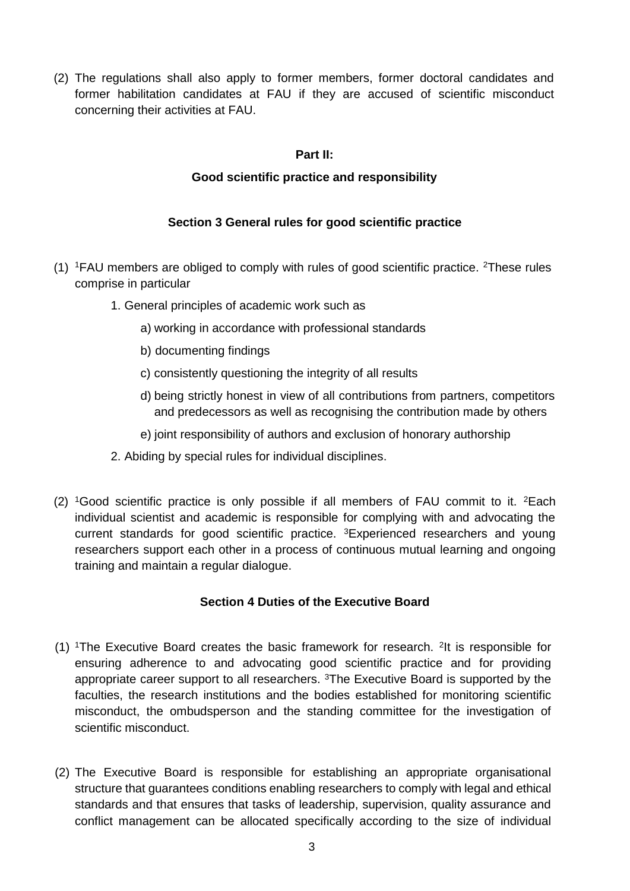(2) The regulations shall also apply to former members, former doctoral candidates and former habilitation candidates at FAU if they are accused of scientific misconduct concerning their activities at FAU.

## Part II:

## Good scientific practice and responsibility

### Section 3 General rules for good scientific practice

(1) [1]FAU members are obliged to comply with rules of good scientific practice. [2]These rules comprise in particular

1. General principles of academic work such as
   a) working in accordance with professional standards
   b) documenting findings
   c) consistently questioning the integrity of all results
   d) being strictly honest in view of all contributions from partners, competitors and predecessors as well as recognising the contribution made by others
   e) joint responsibility of authors and exclusion of honorary authorship
2. Abiding by special rules for individual disciplines.

(2) [1]Good scientific practice is only possible if all members of FAU commit to it. [2]Each individual scientist and academic is responsible for complying with and advocating the current standards for good scientific practice. [3]Experienced researchers and young researchers support each other in a process of continuous mutual learning and ongoing training and maintain a regular dialogue.

### Section 4 Duties of the Executive Board

(1) [1]The Executive Board creates the basic framework for research. [2]It is responsible for ensuring adherence to and advocating good scientific practice and for providing appropriate career support to all researchers. [3]The Executive Board is supported by the faculties, the research institutions and the bodies established for monitoring scientific misconduct, the ombudsperson and the standing committee for the investigation of scientific misconduct.

(2) The Executive Board is responsible for establishing an appropriate organisational structure that guarantees conditions enabling researchers to comply with legal and ethical standards and that ensures that tasks of leadership, supervision, quality assurance and conflict management can be allocated specifically according to the size of individual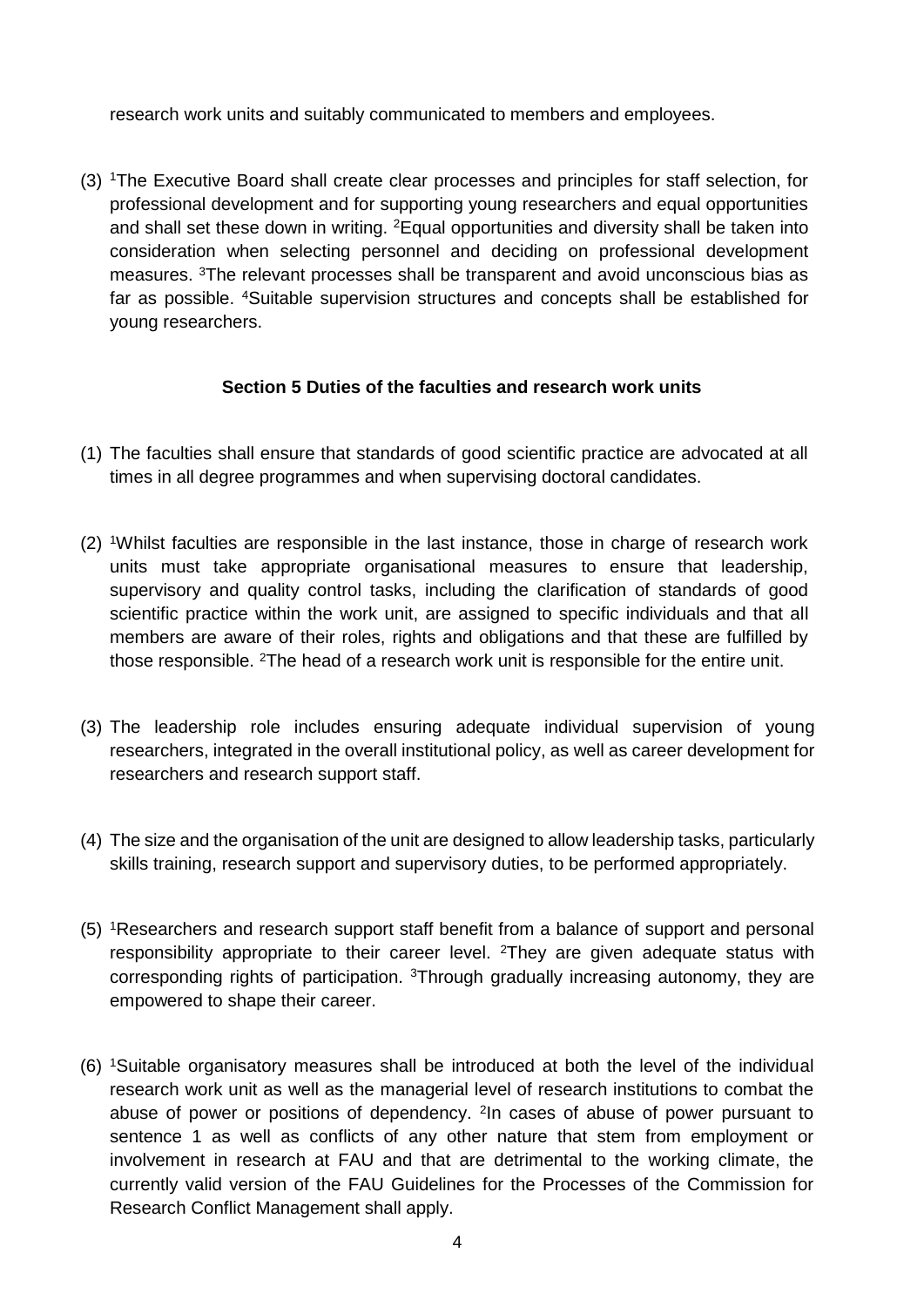research work units and suitably communicated to members and employees.

(3) [1]The Executive Board shall create clear processes and principles for staff selection, for professional development and for supporting young researchers and equal opportunities and shall set these down in writing. [2]Equal opportunities and diversity shall be taken into consideration when selecting personnel and deciding on professional development measures. [3]The relevant processes shall be transparent and avoid unconscious bias as far as possible. [4]Suitable supervision structures and concepts shall be established for young researchers.

### Section 5 Duties of the faculties and research work units

(1) The faculties shall ensure that standards of good scientific practice are advocated at all times in all degree programmes and when supervising doctoral candidates.

(2) [1]Whilst faculties are responsible in the last instance, those in charge of research work units must take appropriate organisational measures to ensure that leadership, supervisory and quality control tasks, including the clarification of standards of good scientific practice within the work unit, are assigned to specific individuals and that all members are aware of their roles, rights and obligations and that these are fulfilled by those responsible. [2]The head of a research work unit is responsible for the entire unit.

(3) The leadership role includes ensuring adequate individual supervision of young researchers, integrated in the overall institutional policy, as well as career development for researchers and research support staff.

(4) The size and the organisation of the unit are designed to allow leadership tasks, particularly skills training, research support and supervisory duties, to be performed appropriately.

(5) [1]Researchers and research support staff benefit from a balance of support and personal responsibility appropriate to their career level. [2]They are given adequate status with corresponding rights of participation. [3]Through gradually increasing autonomy, they are empowered to shape their career.

(6) [1]Suitable organisatory measures shall be introduced at both the level of the individual research work unit as well as the managerial level of research institutions to combat the abuse of power or positions of dependency. [2]In cases of abuse of power pursuant to sentence 1 as well as conflicts of any other nature that stem from employment or involvement in research at FAU and that are detrimental to the working climate, the currently valid version of the FAU Guidelines for the Processes of the Commission for Research Conflict Management shall apply.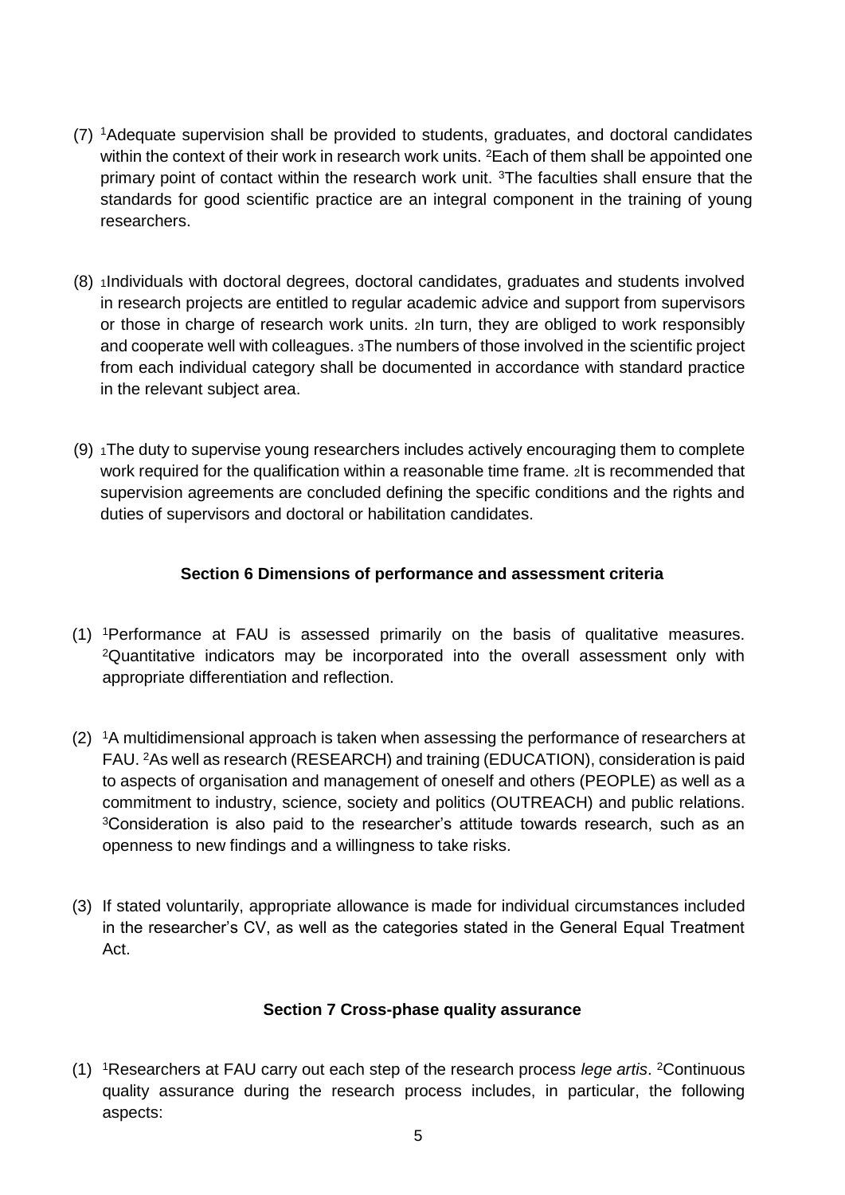(7) [1]Adequate supervision shall be provided to students, graduates, and doctoral candidates within the context of their work in research work units. [2]Each of them shall be appointed one primary point of contact within the research work unit. [3]The faculties shall ensure that the standards for good scientific practice are an integral component in the training of young researchers.

(8) [1]Individuals with doctoral degrees, doctoral candidates, graduates and students involved in research projects are entitled to regular academic advice and support from supervisors or those in charge of research work units. [2]In turn, they are obliged to work responsibly and cooperate well with colleagues. [3]The numbers of those involved in the scientific project from each individual category shall be documented in accordance with standard practice in the relevant subject area.

(9) [1]The duty to supervise young researchers includes actively encouraging them to complete work required for the qualification within a reasonable time frame. [2]It is recommended that supervision agreements are concluded defining the specific conditions and the rights and duties of supervisors and doctoral or habilitation candidates.

### Section 6 Dimensions of performance and assessment criteria

(1) [1]Performance at FAU is assessed primarily on the basis of qualitative measures. [2]Quantitative indicators may be incorporated into the overall assessment only with appropriate differentiation and reflection.

(2) [1]A multidimensional approach is taken when assessing the performance of researchers at FAU. [2]As well as research (RESEARCH) and training (EDUCATION), consideration is paid to aspects of organisation and management of oneself and others (PEOPLE) as well as a commitment to industry, science, society and politics (OUTREACH) and public relations. [3]Consideration is also paid to the researcher's attitude towards research, such as an openness to new findings and a willingness to take risks.

(3) If stated voluntarily, appropriate allowance is made for individual circumstances included in the researcher's CV, as well as the categories stated in the General Equal Treatment Act.

### Section 7 Cross-phase quality assurance

(1) [1]Researchers at FAU carry out each step of the research process *lege artis*. [2]Continuous quality assurance during the research process includes, in particular, the following aspects: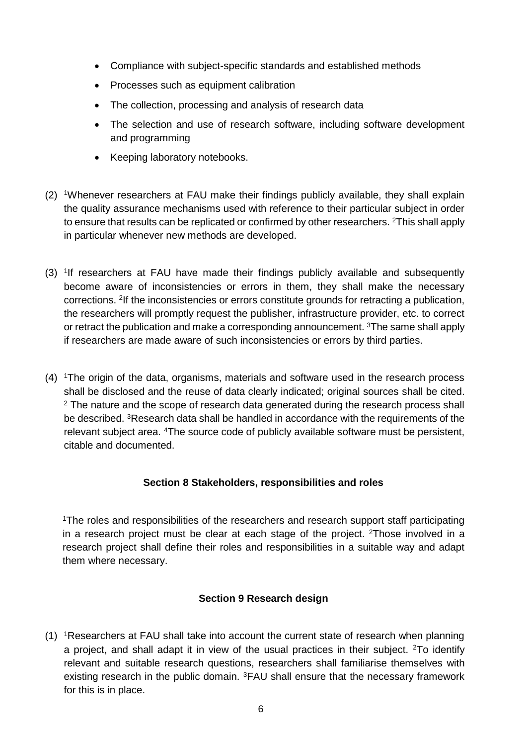- Compliance with subject-specific standards and established methods
- Processes such as equipment calibration
- The collection, processing and analysis of research data
- The selection and use of research software, including software development and programming
- Keeping laboratory notebooks.

(2) [1]Whenever researchers at FAU make their findings publicly available, they shall explain the quality assurance mechanisms used with reference to their particular subject in order to ensure that results can be replicated or confirmed by other researchers. [2]This shall apply in particular whenever new methods are developed.

(3) [1]If researchers at FAU have made their findings publicly available and subsequently become aware of inconsistencies or errors in them, they shall make the necessary corrections. [2]If the inconsistencies or errors constitute grounds for retracting a publication, the researchers will promptly request the publisher, infrastructure provider, etc. to correct or retract the publication and make a corresponding announcement. [3]The same shall apply if researchers are made aware of such inconsistencies or errors by third parties.

(4) [1]The origin of the data, organisms, materials and software used in the research process shall be disclosed and the reuse of data clearly indicated; original sources shall be cited. [2] The nature and the scope of research data generated during the research process shall be described. [3]Research data shall be handled in accordance with the requirements of the relevant subject area. [4]The source code of publicly available software must be persistent, citable and documented.

### Section 8 Stakeholders, responsibilities and roles

[1]The roles and responsibilities of the researchers and research support staff participating in a research project must be clear at each stage of the project. [2]Those involved in a research project shall define their roles and responsibilities in a suitable way and adapt them where necessary.

### Section 9 Research design

(1) [1]Researchers at FAU shall take into account the current state of research when planning a project, and shall adapt it in view of the usual practices in their subject. [2]To identify relevant and suitable research questions, researchers shall familiarise themselves with existing research in the public domain. [3]FAU shall ensure that the necessary framework for this is in place.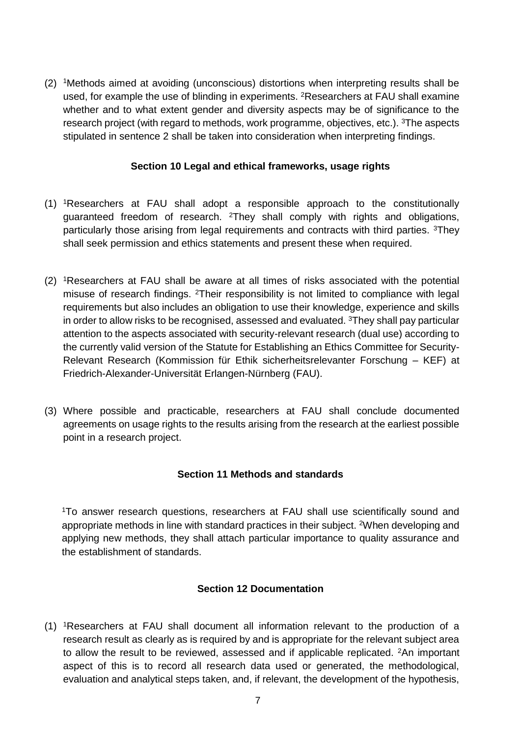(2) [1]Methods aimed at avoiding (unconscious) distortions when interpreting results shall be used, for example the use of blinding in experiments. [2]Researchers at FAU shall examine whether and to what extent gender and diversity aspects may be of significance to the research project (with regard to methods, work programme, objectives, etc.). [3]The aspects stipulated in sentence 2 shall be taken into consideration when interpreting findings.

### Section 10 Legal and ethical frameworks, usage rights

(1) [1]Researchers at FAU shall adopt a responsible approach to the constitutionally guaranteed freedom of research. [2]They shall comply with rights and obligations, particularly those arising from legal requirements and contracts with third parties. [3]They shall seek permission and ethics statements and present these when required.

(2) [1]Researchers at FAU shall be aware at all times of risks associated with the potential misuse of research findings. [2]Their responsibility is not limited to compliance with legal requirements but also includes an obligation to use their knowledge, experience and skills in order to allow risks to be recognised, assessed and evaluated. [3]They shall pay particular attention to the aspects associated with security-relevant research (dual use) according to the currently valid version of the Statute for Establishing an Ethics Committee for Security-Relevant Research (Kommission für Ethik sicherheitsrelevanter Forschung – KEF) at Friedrich-Alexander-Universität Erlangen-Nürnberg (FAU).

(3) Where possible and practicable, researchers at FAU shall conclude documented agreements on usage rights to the results arising from the research at the earliest possible point in a research project.

### Section 11 Methods and standards

[1]To answer research questions, researchers at FAU shall use scientifically sound and appropriate methods in line with standard practices in their subject. [2]When developing and applying new methods, they shall attach particular importance to quality assurance and the establishment of standards.

### Section 12 Documentation

(1) [1]Researchers at FAU shall document all information relevant to the production of a research result as clearly as is required by and is appropriate for the relevant subject area to allow the result to be reviewed, assessed and if applicable replicated. [2]An important aspect of this is to record all research data used or generated, the methodological, evaluation and analytical steps taken, and, if relevant, the development of the hypothesis,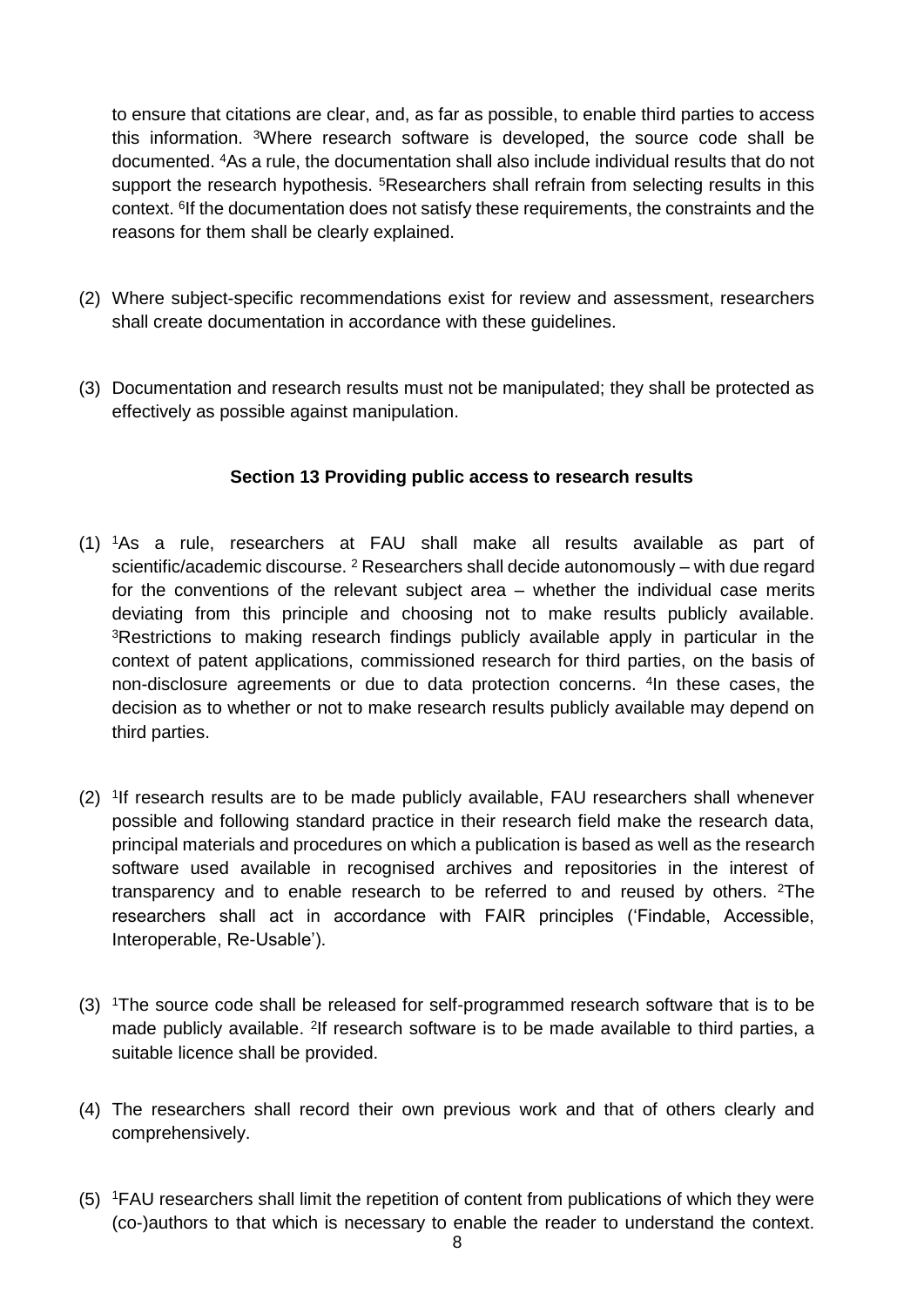to ensure that citations are clear, and, as far as possible, to enable third parties to access this information. [3]Where research software is developed, the source code shall be documented. [4]As a rule, the documentation shall also include individual results that do not support the research hypothesis. [5]Researchers shall refrain from selecting results in this context. [6]If the documentation does not satisfy these requirements, the constraints and the reasons for them shall be clearly explained.

(2) Where subject-specific recommendations exist for review and assessment, researchers shall create documentation in accordance with these guidelines.

(3) Documentation and research results must not be manipulated; they shall be protected as effectively as possible against manipulation.

### Section 13 Providing public access to research results

(1) [1]As a rule, researchers at FAU shall make all results available as part of scientific/academic discourse. [2] Researchers shall decide autonomously – with due regard for the conventions of the relevant subject area – whether the individual case merits deviating from this principle and choosing not to make results publicly available. [3]Restrictions to making research findings publicly available apply in particular in the context of patent applications, commissioned research for third parties, on the basis of non-disclosure agreements or due to data protection concerns. [4]In these cases, the decision as to whether or not to make research results publicly available may depend on third parties.

(2) [1]If research results are to be made publicly available, FAU researchers shall whenever possible and following standard practice in their research field make the research data, principal materials and procedures on which a publication is based as well as the research software used available in recognised archives and repositories in the interest of transparency and to enable research to be referred to and reused by others. [2]The researchers shall act in accordance with FAIR principles ('Findable, Accessible, Interoperable, Re-Usable').

(3) [1]The source code shall be released for self-programmed research software that is to be made publicly available. [2]If research software is to be made available to third parties, a suitable licence shall be provided.

(4) The researchers shall record their own previous work and that of others clearly and comprehensively.

(5) [1]FAU researchers shall limit the repetition of content from publications of which they were (co-)authors to that which is necessary to enable the reader to understand the context.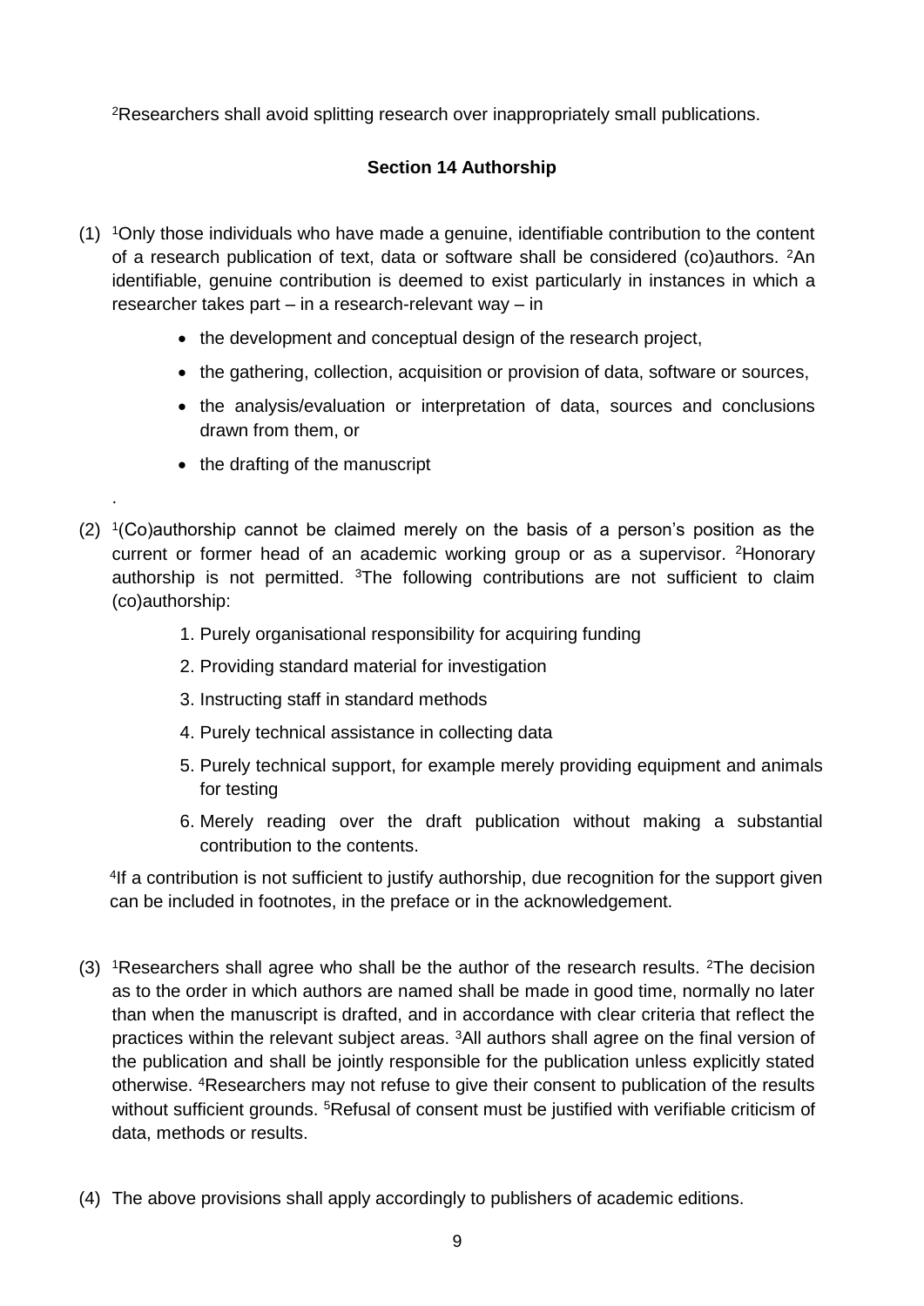[2]Researchers shall avoid splitting research over inappropriately small publications.

### Section 14 Authorship

(1) [1]Only those individuals who have made a genuine, identifiable contribution to the content of a research publication of text, data or software shall be considered (co)authors. [2]An identifiable, genuine contribution is deemed to exist particularly in instances in which a researcher takes part – in a research-relevant way – in

- the development and conceptual design of the research project,
- the gathering, collection, acquisition or provision of data, software or sources,
- the analysis/evaluation or interpretation of data, sources and conclusions drawn from them, or
- the drafting of the manuscript

.

(2) [1](Co)authorship cannot be claimed merely on the basis of a person's position as the current or former head of an academic working group or as a supervisor. [2]Honorary authorship is not permitted. [3]The following contributions are not sufficient to claim (co)authorship:

1. Purely organisational responsibility for acquiring funding
2. Providing standard material for investigation
3. Instructing staff in standard methods
4. Purely technical assistance in collecting data
5. Purely technical support, for example merely providing equipment and animals for testing
6. Merely reading over the draft publication without making a substantial contribution to the contents.

[4]If a contribution is not sufficient to justify authorship, due recognition for the support given can be included in footnotes, in the preface or in the acknowledgement.

(3) [1]Researchers shall agree who shall be the author of the research results. [2]The decision as to the order in which authors are named shall be made in good time, normally no later than when the manuscript is drafted, and in accordance with clear criteria that reflect the practices within the relevant subject areas. [3]All authors shall agree on the final version of the publication and shall be jointly responsible for the publication unless explicitly stated otherwise. [4]Researchers may not refuse to give their consent to publication of the results without sufficient grounds. [5]Refusal of consent must be justified with verifiable criticism of data, methods or results.

(4) The above provisions shall apply accordingly to publishers of academic editions.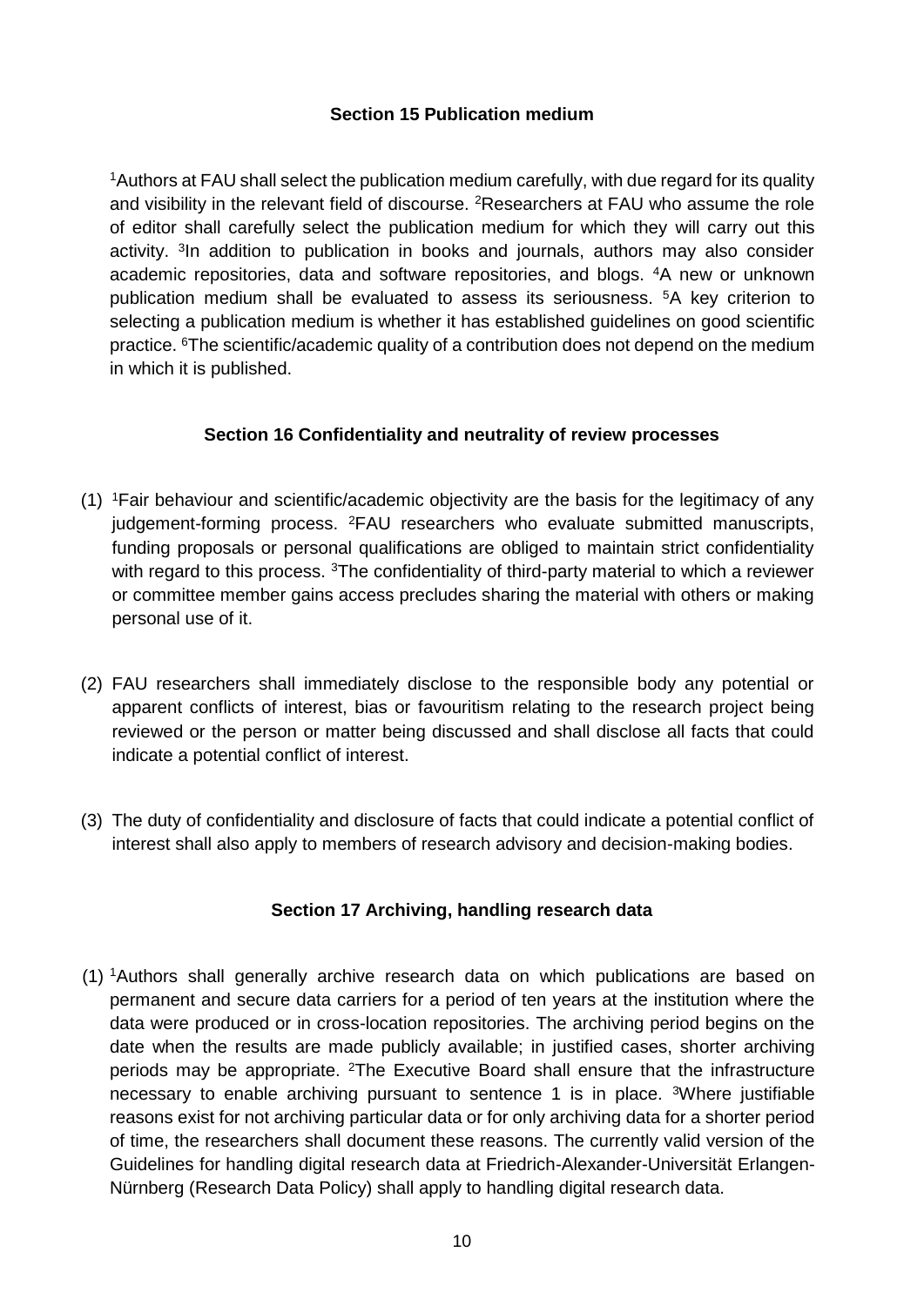### Section 15 Publication medium

[1]Authors at FAU shall select the publication medium carefully, with due regard for its quality and visibility in the relevant field of discourse. [2]Researchers at FAU who assume the role of editor shall carefully select the publication medium for which they will carry out this activity. [3]In addition to publication in books and journals, authors may also consider academic repositories, data and software repositories, and blogs. [4]A new or unknown publication medium shall be evaluated to assess its seriousness. [5]A key criterion to selecting a publication medium is whether it has established guidelines on good scientific practice. [6]The scientific/academic quality of a contribution does not depend on the medium in which it is published.

### Section 16 Confidentiality and neutrality of review processes

(1) [1]Fair behaviour and scientific/academic objectivity are the basis for the legitimacy of any judgement-forming process. [2]FAU researchers who evaluate submitted manuscripts, funding proposals or personal qualifications are obliged to maintain strict confidentiality with regard to this process. [3]The confidentiality of third-party material to which a reviewer or committee member gains access precludes sharing the material with others or making personal use of it.

(2) FAU researchers shall immediately disclose to the responsible body any potential or apparent conflicts of interest, bias or favouritism relating to the research project being reviewed or the person or matter being discussed and shall disclose all facts that could indicate a potential conflict of interest.

(3) The duty of confidentiality and disclosure of facts that could indicate a potential conflict of interest shall also apply to members of research advisory and decision-making bodies.

### Section 17 Archiving, handling research data

(1) [1]Authors shall generally archive research data on which publications are based on permanent and secure data carriers for a period of ten years at the institution where the data were produced or in cross-location repositories. The archiving period begins on the date when the results are made publicly available; in justified cases, shorter archiving periods may be appropriate. [2]The Executive Board shall ensure that the infrastructure necessary to enable archiving pursuant to sentence 1 is in place. [3]Where justifiable reasons exist for not archiving particular data or for only archiving data for a shorter period of time, the researchers shall document these reasons. The currently valid version of the Guidelines for handling digital research data at Friedrich-Alexander-Universität Erlangen-Nürnberg (Research Data Policy) shall apply to handling digital research data.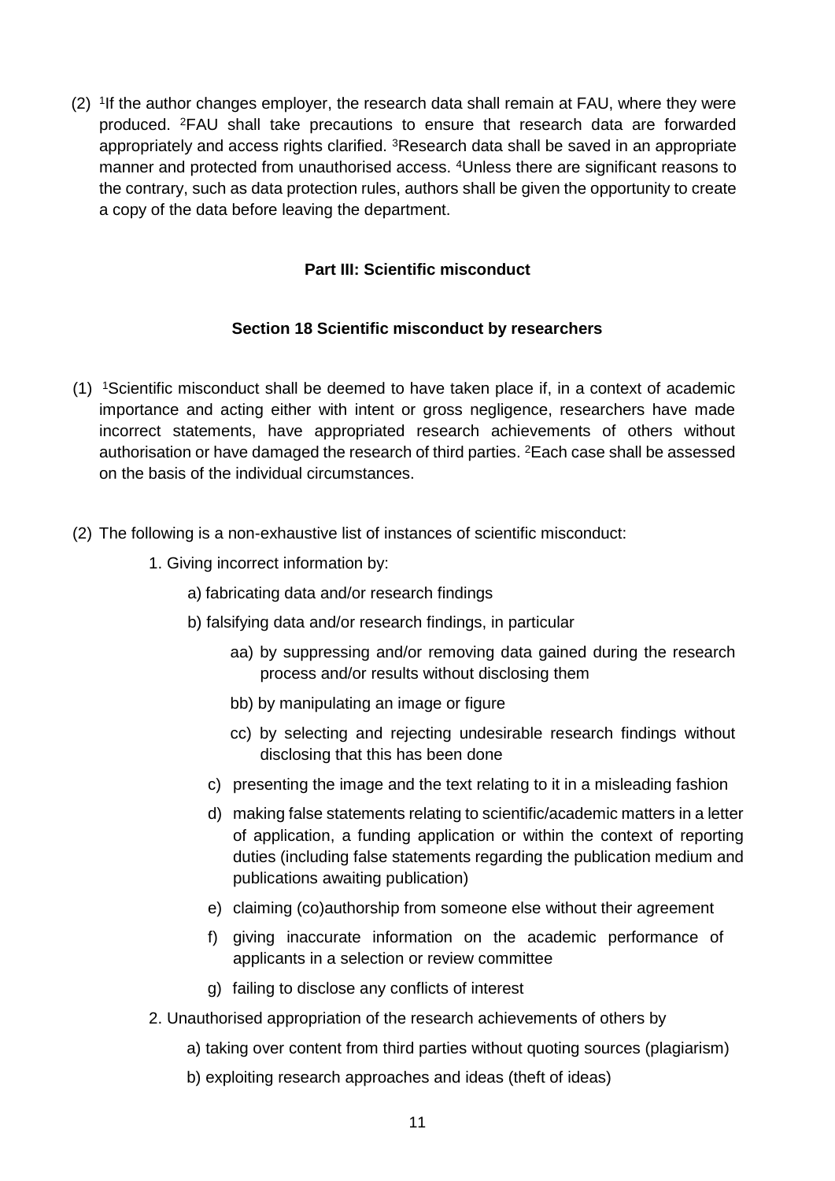(2) [1]If the author changes employer, the research data shall remain at FAU, where they were produced. [2]FAU shall take precautions to ensure that research data are forwarded appropriately and access rights clarified. [3]Research data shall be saved in an appropriate manner and protected from unauthorised access. [4]Unless there are significant reasons to the contrary, such as data protection rules, authors shall be given the opportunity to create a copy of the data before leaving the department.

## Part III: Scientific misconduct

### Section 18 Scientific misconduct by researchers

(1) [1]Scientific misconduct shall be deemed to have taken place if, in a context of academic importance and acting either with intent or gross negligence, researchers have made incorrect statements, have appropriated research achievements of others without authorisation or have damaged the research of third parties. [2]Each case shall be assessed on the basis of the individual circumstances.

(2) The following is a non-exhaustive list of instances of scientific misconduct:

1. Giving incorrect information by:
   - a) fabricating data and/or research findings
   - b) falsifying data and/or research findings, in particular
     - aa) by suppressing and/or removing data gained during the research process and/or results without disclosing them
     - bb) by manipulating an image or figure
     - cc) by selecting and rejecting undesirable research findings without disclosing that this has been done
   - c) presenting the image and the text relating to it in a misleading fashion
   - d) making false statements relating to scientific/academic matters in a letter of application, a funding application or within the context of reporting duties (including false statements regarding the publication medium and publications awaiting publication)
   - e) claiming (co)authorship from someone else without their agreement
   - f) giving inaccurate information on the academic performance of applicants in a selection or review committee
   - g) failing to disclose any conflicts of interest
2. Unauthorised appropriation of the research achievements of others by
   - a) taking over content from third parties without quoting sources (plagiarism)
   - b) exploiting research approaches and ideas (theft of ideas)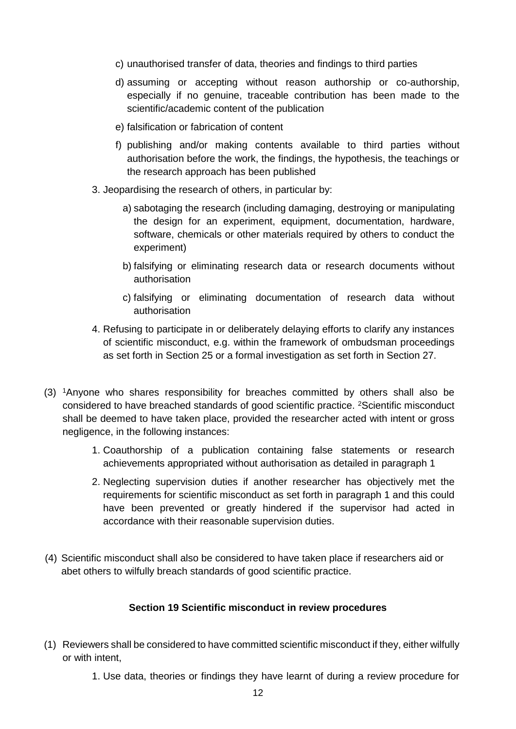c) unauthorised transfer of data, theories and findings to third parties

d) assuming or accepting without reason authorship or co-authorship, especially if no genuine, traceable contribution has been made to the scientific/academic content of the publication

e) falsification or fabrication of content

f) publishing and/or making contents available to third parties without authorisation before the work, the findings, the hypothesis, the teachings or the research approach has been published

3. Jeopardising the research of others, in particular by:

   a) sabotaging the research (including damaging, destroying or manipulating the design for an experiment, equipment, documentation, hardware, software, chemicals or other materials required by others to conduct the experiment)

   b) falsifying or eliminating research data or research documents without authorisation

   c) falsifying or eliminating documentation of research data without authorisation

4. Refusing to participate in or deliberately delaying efforts to clarify any instances of scientific misconduct, e.g. within the framework of ombudsman proceedings as set forth in Section 25 or a formal investigation as set forth in Section 27.

(3) [1]Anyone who shares responsibility for breaches committed by others shall also be considered to have breached standards of good scientific practice. [2]Scientific misconduct shall be deemed to have taken place, provided the researcher acted with intent or gross negligence, in the following instances:

1. Coauthorship of a publication containing false statements or research achievements appropriated without authorisation as detailed in paragraph 1
2. Neglecting supervision duties if another researcher has objectively met the requirements for scientific misconduct as set forth in paragraph 1 and this could have been prevented or greatly hindered if the supervisor had acted in accordance with their reasonable supervision duties.

(4) Scientific misconduct shall also be considered to have taken place if researchers aid or abet others to wilfully breach standards of good scientific practice.

#### Section 19 Scientific misconduct in review procedures

(1) Reviewers shall be considered to have committed scientific misconduct if they, either wilfully or with intent,

1. Use data, theories or findings they have learnt of during a review procedure for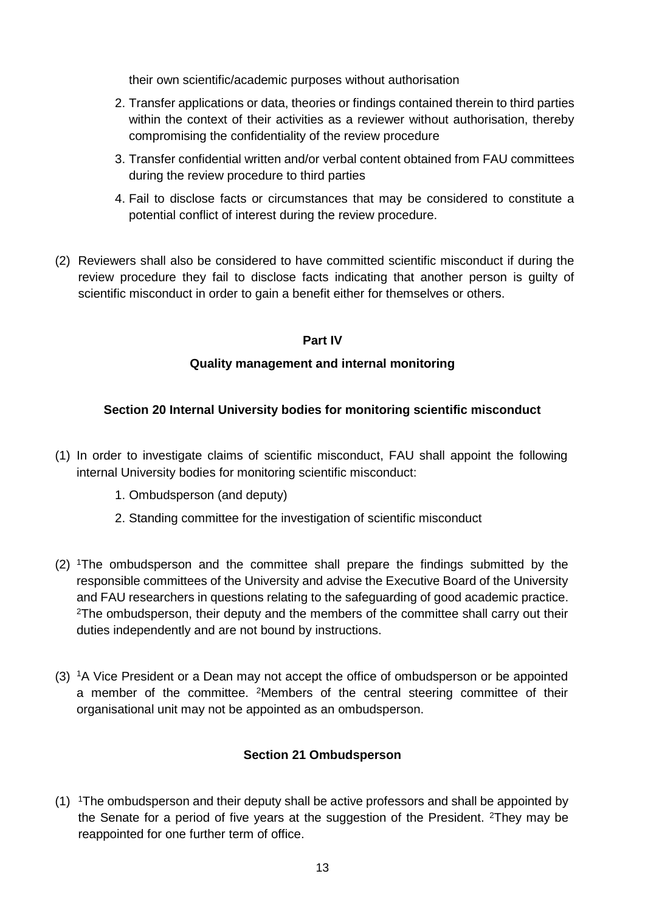their own scientific/academic purposes without authorisation

2. Transfer applications or data, theories or findings contained therein to third parties within the context of their activities as a reviewer without authorisation, thereby compromising the confidentiality of the review procedure
3. Transfer confidential written and/or verbal content obtained from FAU committees during the review procedure to third parties
4. Fail to disclose facts or circumstances that may be considered to constitute a potential conflict of interest during the review procedure.

(2) Reviewers shall also be considered to have committed scientific misconduct if during the review procedure they fail to disclose facts indicating that another person is guilty of scientific misconduct in order to gain a benefit either for themselves or others.

## Part IV

## Quality management and internal monitoring

### Section 20 Internal University bodies for monitoring scientific misconduct

(1) In order to investigate claims of scientific misconduct, FAU shall appoint the following internal University bodies for monitoring scientific misconduct:

1. Ombudsperson (and deputy)
2. Standing committee for the investigation of scientific misconduct

(2) [1]The ombudsperson and the committee shall prepare the findings submitted by the responsible committees of the University and advise the Executive Board of the University and FAU researchers in questions relating to the safeguarding of good academic practice. [2]The ombudsperson, their deputy and the members of the committee shall carry out their duties independently and are not bound by instructions.

(3) [1]A Vice President or a Dean may not accept the office of ombudsperson or be appointed a member of the committee. [2]Members of the central steering committee of their organisational unit may not be appointed as an ombudsperson.

### Section 21 Ombudsperson

(1) [1]The ombudsperson and their deputy shall be active professors and shall be appointed by the Senate for a period of five years at the suggestion of the President. [2]They may be reappointed for one further term of office.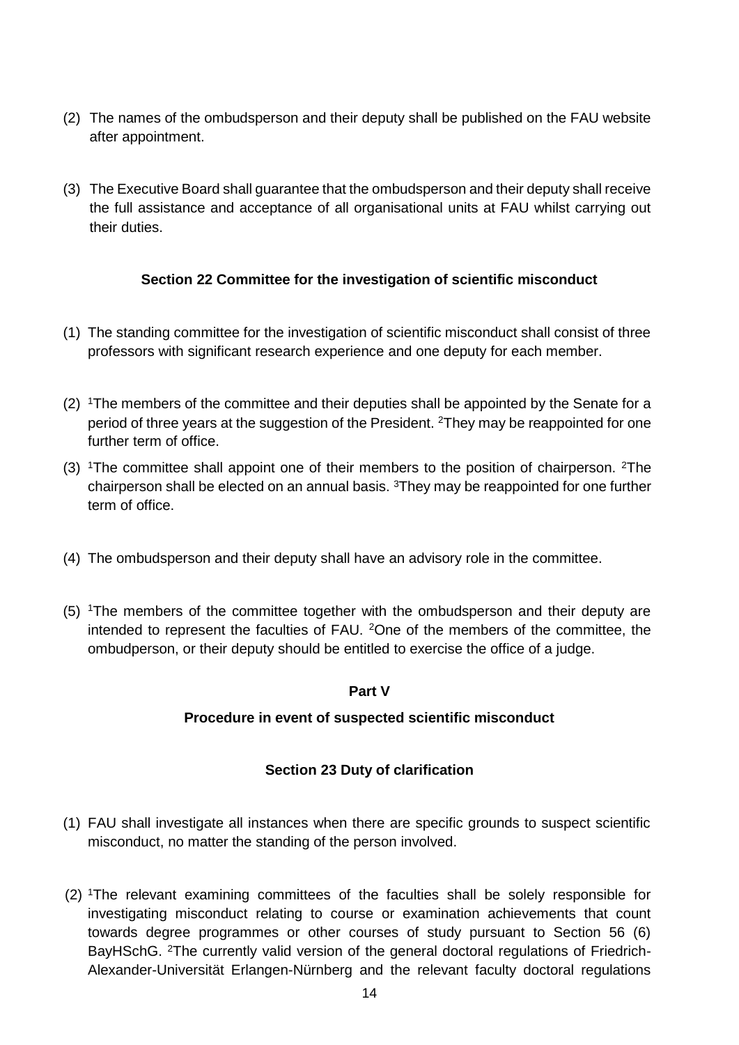(2) The names of the ombudsperson and their deputy shall be published on the FAU website after appointment.

(3) The Executive Board shall guarantee that the ombudsperson and their deputy shall receive the full assistance and acceptance of all organisational units at FAU whilst carrying out their duties.

### Section 22 Committee for the investigation of scientific misconduct

(1) The standing committee for the investigation of scientific misconduct shall consist of three professors with significant research experience and one deputy for each member.

(2) [1]The members of the committee and their deputies shall be appointed by the Senate for a period of three years at the suggestion of the President. [2]They may be reappointed for one further term of office.

(3) [1]The committee shall appoint one of their members to the position of chairperson. [2]The chairperson shall be elected on an annual basis. [3]They may be reappointed for one further term of office.

(4) The ombudsperson and their deputy shall have an advisory role in the committee.

(5) [1]The members of the committee together with the ombudsperson and their deputy are intended to represent the faculties of FAU. [2]One of the members of the committee, the ombudperson, or their deputy should be entitled to exercise the office of a judge.

## Part V

## Procedure in event of suspected scientific misconduct

### Section 23 Duty of clarification

(1) FAU shall investigate all instances when there are specific grounds to suspect scientific misconduct, no matter the standing of the person involved.

(2) [1]The relevant examining committees of the faculties shall be solely responsible for investigating misconduct relating to course or examination achievements that count towards degree programmes or other courses of study pursuant to Section 56 (6) BayHSchG. [2]The currently valid version of the general doctoral regulations of Friedrich-Alexander-Universität Erlangen-Nürnberg and the relevant faculty doctoral regulations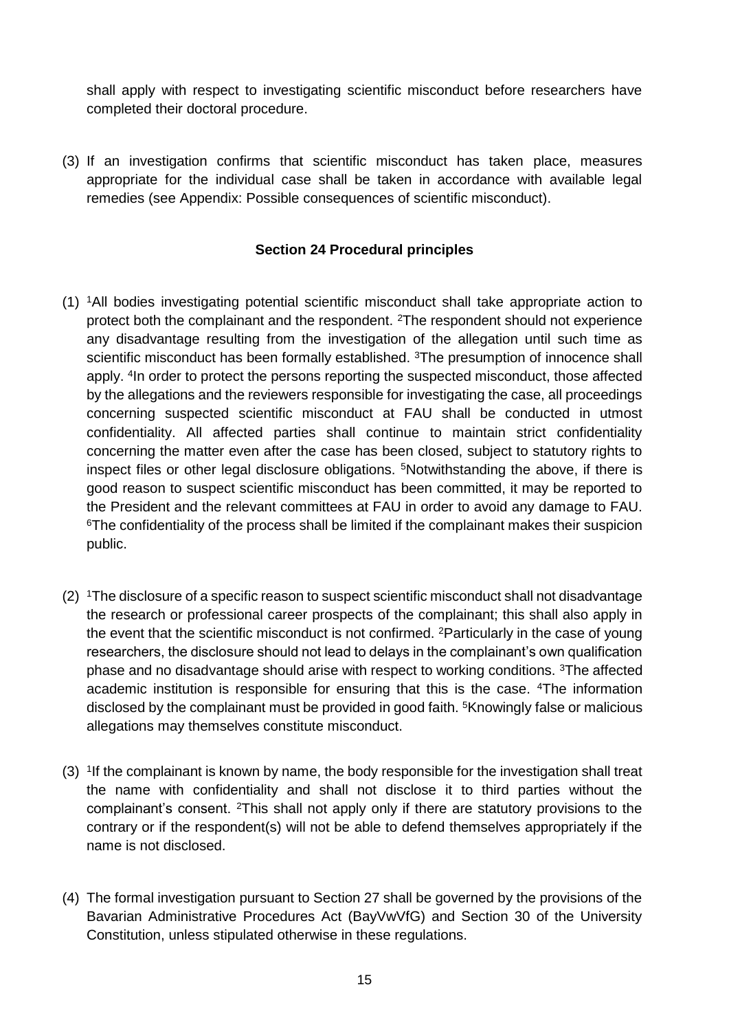shall apply with respect to investigating scientific misconduct before researchers have completed their doctoral procedure.

(3) If an investigation confirms that scientific misconduct has taken place, measures appropriate for the individual case shall be taken in accordance with available legal remedies (see Appendix: Possible consequences of scientific misconduct).

### Section 24 Procedural principles

(1) [1]All bodies investigating potential scientific misconduct shall take appropriate action to protect both the complainant and the respondent. [2]The respondent should not experience any disadvantage resulting from the investigation of the allegation until such time as scientific misconduct has been formally established. [3]The presumption of innocence shall apply. [4]In order to protect the persons reporting the suspected misconduct, those affected by the allegations and the reviewers responsible for investigating the case, all proceedings concerning suspected scientific misconduct at FAU shall be conducted in utmost confidentiality. All affected parties shall continue to maintain strict confidentiality concerning the matter even after the case has been closed, subject to statutory rights to inspect files or other legal disclosure obligations. [5]Notwithstanding the above, if there is good reason to suspect scientific misconduct has been committed, it may be reported to the President and the relevant committees at FAU in order to avoid any damage to FAU. [6]The confidentiality of the process shall be limited if the complainant makes their suspicion public.

(2) [1]The disclosure of a specific reason to suspect scientific misconduct shall not disadvantage the research or professional career prospects of the complainant; this shall also apply in the event that the scientific misconduct is not confirmed. [2]Particularly in the case of young researchers, the disclosure should not lead to delays in the complainant's own qualification phase and no disadvantage should arise with respect to working conditions. [3]The affected academic institution is responsible for ensuring that this is the case. [4]The information disclosed by the complainant must be provided in good faith. [5]Knowingly false or malicious allegations may themselves constitute misconduct.

(3) [1]If the complainant is known by name, the body responsible for the investigation shall treat the name with confidentiality and shall not disclose it to third parties without the complainant's consent. [2]This shall not apply only if there are statutory provisions to the contrary or if the respondent(s) will not be able to defend themselves appropriately if the name is not disclosed.

(4) The formal investigation pursuant to Section 27 shall be governed by the provisions of the Bavarian Administrative Procedures Act (BayVwVfG) and Section 30 of the University Constitution, unless stipulated otherwise in these regulations.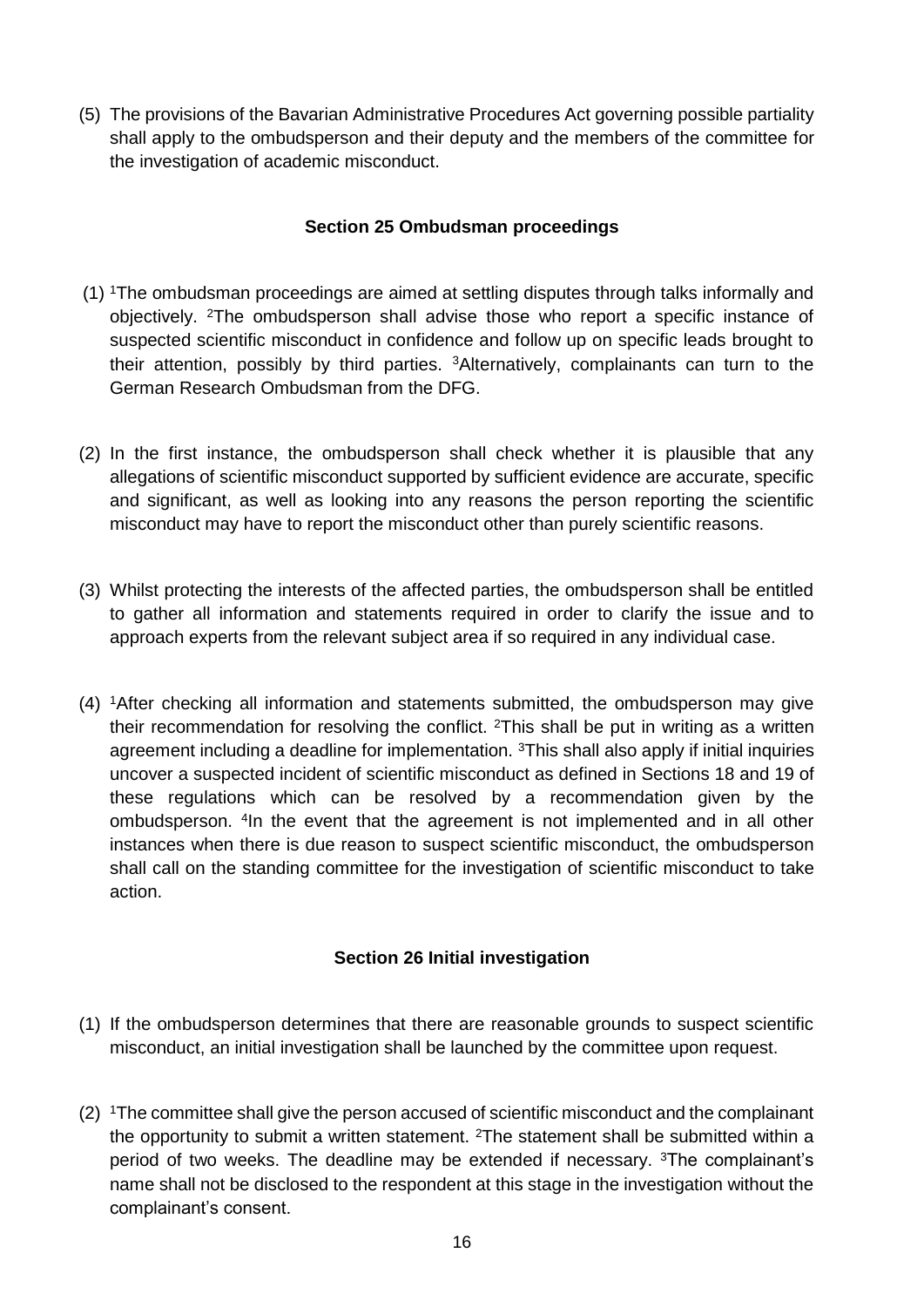(5) The provisions of the Bavarian Administrative Procedures Act governing possible partiality shall apply to the ombudsperson and their deputy and the members of the committee for the investigation of academic misconduct.

### Section 25 Ombudsman proceedings

(1) [1]The ombudsman proceedings are aimed at settling disputes through talks informally and objectively. [2]The ombudsperson shall advise those who report a specific instance of suspected scientific misconduct in confidence and follow up on specific leads brought to their attention, possibly by third parties. [3]Alternatively, complainants can turn to the German Research Ombudsman from the DFG.

(2) In the first instance, the ombudsperson shall check whether it is plausible that any allegations of scientific misconduct supported by sufficient evidence are accurate, specific and significant, as well as looking into any reasons the person reporting the scientific misconduct may have to report the misconduct other than purely scientific reasons.

(3) Whilst protecting the interests of the affected parties, the ombudsperson shall be entitled to gather all information and statements required in order to clarify the issue and to approach experts from the relevant subject area if so required in any individual case.

(4) [1]After checking all information and statements submitted, the ombudsperson may give their recommendation for resolving the conflict. [2]This shall be put in writing as a written agreement including a deadline for implementation. [3]This shall also apply if initial inquiries uncover a suspected incident of scientific misconduct as defined in Sections 18 and 19 of these regulations which can be resolved by a recommendation given by the ombudsperson. [4]In the event that the agreement is not implemented and in all other instances when there is due reason to suspect scientific misconduct, the ombudsperson shall call on the standing committee for the investigation of scientific misconduct to take action.

### Section 26 Initial investigation

(1) If the ombudsperson determines that there are reasonable grounds to suspect scientific misconduct, an initial investigation shall be launched by the committee upon request.

(2) [1]The committee shall give the person accused of scientific misconduct and the complainant the opportunity to submit a written statement. [2]The statement shall be submitted within a period of two weeks. The deadline may be extended if necessary. [3]The complainant's name shall not be disclosed to the respondent at this stage in the investigation without the complainant's consent.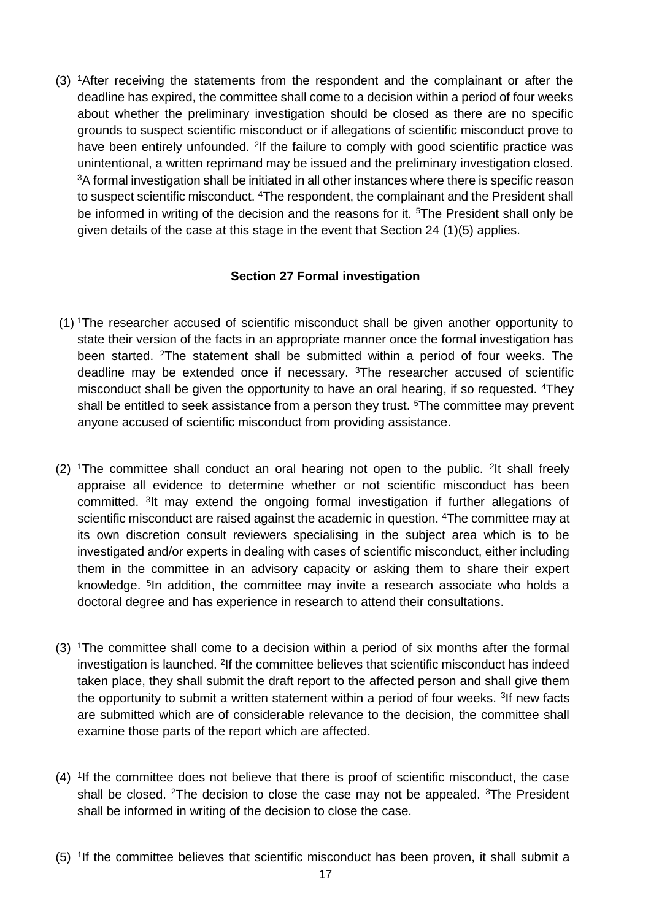(3) [1]After receiving the statements from the respondent and the complainant or after the deadline has expired, the committee shall come to a decision within a period of four weeks about whether the preliminary investigation should be closed as there are no specific grounds to suspect scientific misconduct or if allegations of scientific misconduct prove to have been entirely unfounded. [2]If the failure to comply with good scientific practice was unintentional, a written reprimand may be issued and the preliminary investigation closed. [3]A formal investigation shall be initiated in all other instances where there is specific reason to suspect scientific misconduct. [4]The respondent, the complainant and the President shall be informed in writing of the decision and the reasons for it. [5]The President shall only be given details of the case at this stage in the event that Section 24 (1)(5) applies.

### Section 27 Formal investigation

(1) [1]The researcher accused of scientific misconduct shall be given another opportunity to state their version of the facts in an appropriate manner once the formal investigation has been started. [2]The statement shall be submitted within a period of four weeks. The deadline may be extended once if necessary. [3]The researcher accused of scientific misconduct shall be given the opportunity to have an oral hearing, if so requested. [4]They shall be entitled to seek assistance from a person they trust. [5]The committee may prevent anyone accused of scientific misconduct from providing assistance.

(2) [1]The committee shall conduct an oral hearing not open to the public. [2]It shall freely appraise all evidence to determine whether or not scientific misconduct has been committed. [3]It may extend the ongoing formal investigation if further allegations of scientific misconduct are raised against the academic in question. [4]The committee may at its own discretion consult reviewers specialising in the subject area which is to be investigated and/or experts in dealing with cases of scientific misconduct, either including them in the committee in an advisory capacity or asking them to share their expert knowledge. [5]In addition, the committee may invite a research associate who holds a doctoral degree and has experience in research to attend their consultations.

(3) [1]The committee shall come to a decision within a period of six months after the formal investigation is launched. [2]If the committee believes that scientific misconduct has indeed taken place, they shall submit the draft report to the affected person and shall give them the opportunity to submit a written statement within a period of four weeks. [3]If new facts are submitted which are of considerable relevance to the decision, the committee shall examine those parts of the report which are affected.

(4) [1]If the committee does not believe that there is proof of scientific misconduct, the case shall be closed. [2]The decision to close the case may not be appealed. [3]The President shall be informed in writing of the decision to close the case.

(5) [1]If the committee believes that scientific misconduct has been proven, it shall submit a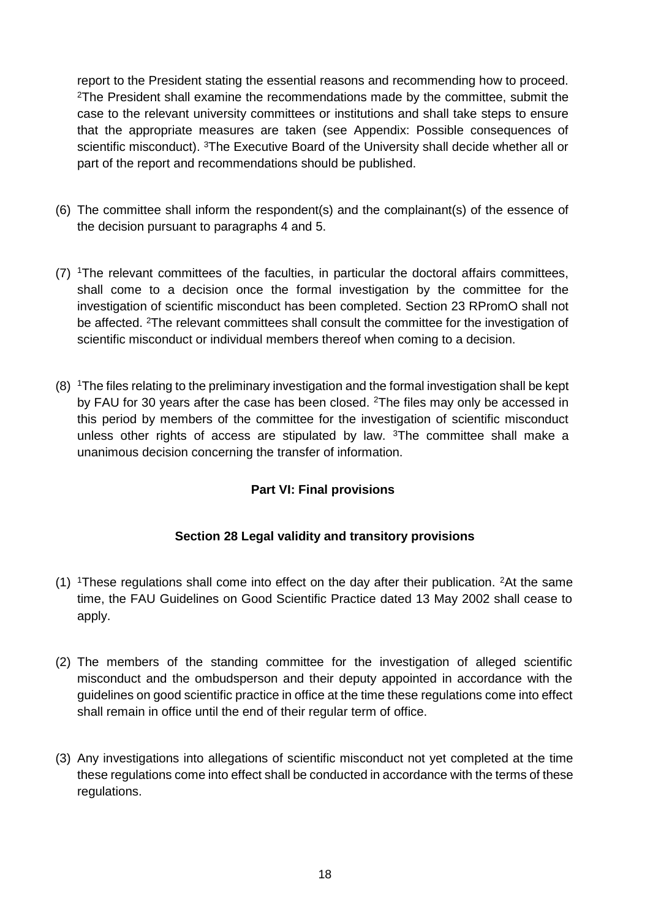report to the President stating the essential reasons and recommending how to proceed. [2]The President shall examine the recommendations made by the committee, submit the case to the relevant university committees or institutions and shall take steps to ensure that the appropriate measures are taken (see Appendix: Possible consequences of scientific misconduct). [3]The Executive Board of the University shall decide whether all or part of the report and recommendations should be published.

(6) The committee shall inform the respondent(s) and the complainant(s) of the essence of the decision pursuant to paragraphs 4 and 5.

(7) [1]The relevant committees of the faculties, in particular the doctoral affairs committees, shall come to a decision once the formal investigation by the committee for the investigation of scientific misconduct has been completed. Section 23 RPromO shall not be affected. [2]The relevant committees shall consult the committee for the investigation of scientific misconduct or individual members thereof when coming to a decision.

(8) [1]The files relating to the preliminary investigation and the formal investigation shall be kept by FAU for 30 years after the case has been closed. [2]The files may only be accessed in this period by members of the committee for the investigation of scientific misconduct unless other rights of access are stipulated by law. [3]The committee shall make a unanimous decision concerning the transfer of information.

## Part VI: Final provisions

### Section 28 Legal validity and transitory provisions

(1) [1]These regulations shall come into effect on the day after their publication. [2]At the same time, the FAU Guidelines on Good Scientific Practice dated 13 May 2002 shall cease to apply.

(2) The members of the standing committee for the investigation of alleged scientific misconduct and the ombudsperson and their deputy appointed in accordance with the guidelines on good scientific practice in office at the time these regulations come into effect shall remain in office until the end of their regular term of office.

(3) Any investigations into allegations of scientific misconduct not yet completed at the time these regulations come into effect shall be conducted in accordance with the terms of these regulations.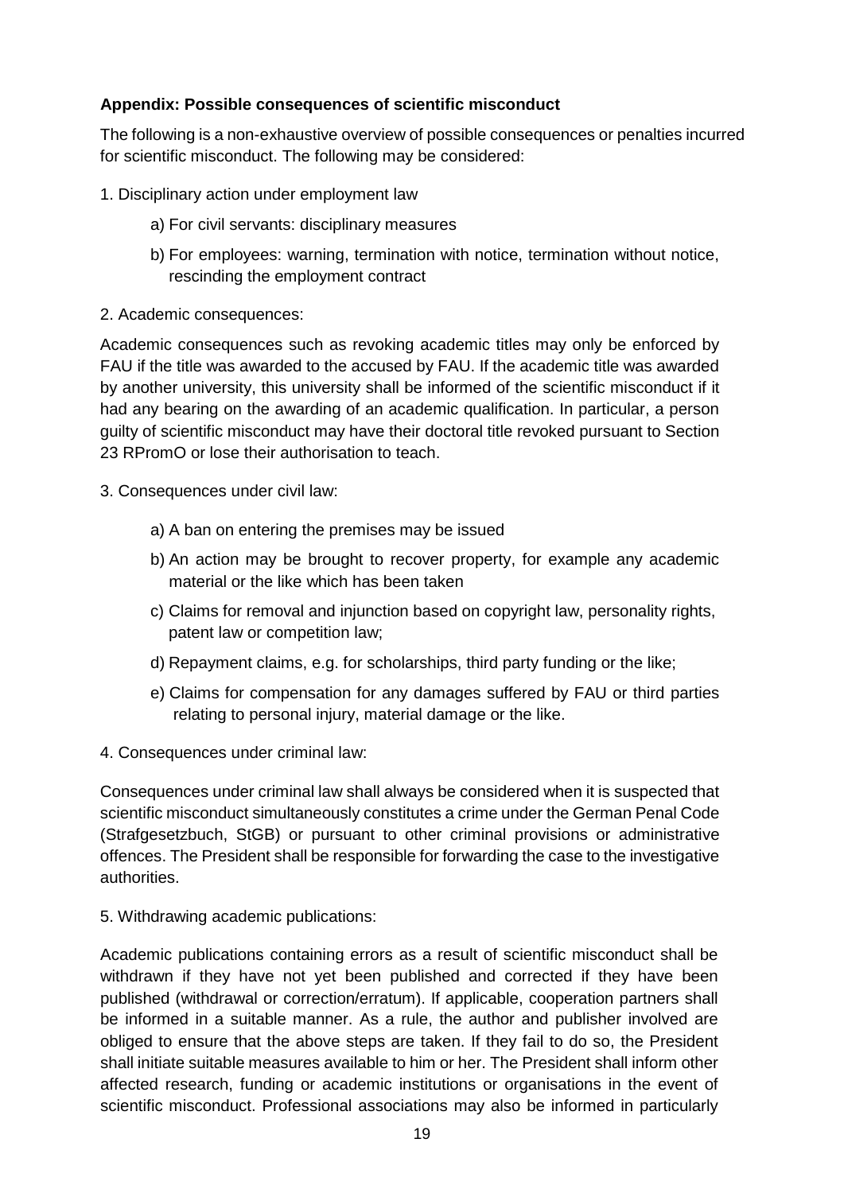**Appendix: Possible consequences of scientific misconduct**

The following is a non-exhaustive overview of possible consequences or penalties incurred for scientific misconduct. The following may be considered:

1. Disciplinary action under employment law

    a) For civil servants: disciplinary measures

    b) For employees: warning, termination with notice, termination without notice, rescinding the employment contract

2. Academic consequences:

Academic consequences such as revoking academic titles may only be enforced by FAU if the title was awarded to the accused by FAU. If the academic title was awarded by another university, this university shall be informed of the scientific misconduct if it had any bearing on the awarding of an academic qualification. In particular, a person guilty of scientific misconduct may have their doctoral title revoked pursuant to Section 23 RPromO or lose their authorisation to teach.

3. Consequences under civil law:

    a) A ban on entering the premises may be issued

    b) An action may be brought to recover property, for example any academic material or the like which has been taken

    c) Claims for removal and injunction based on copyright law, personality rights, patent law or competition law;

    d) Repayment claims, e.g. for scholarships, third party funding or the like;

    e) Claims for compensation for any damages suffered by FAU or third parties relating to personal injury, material damage or the like.

4. Consequences under criminal law:

Consequences under criminal law shall always be considered when it is suspected that scientific misconduct simultaneously constitutes a crime under the German Penal Code (Strafgesetzbuch, StGB) or pursuant to other criminal provisions or administrative offences. The President shall be responsible for forwarding the case to the investigative authorities.

5. Withdrawing academic publications:

Academic publications containing errors as a result of scientific misconduct shall be withdrawn if they have not yet been published and corrected if they have been published (withdrawal or correction/erratum). If applicable, cooperation partners shall be informed in a suitable manner. As a rule, the author and publisher involved are obliged to ensure that the above steps are taken. If they fail to do so, the President shall initiate suitable measures available to him or her. The President shall inform other affected research, funding or academic institutions or organisations in the event of scientific misconduct. Professional associations may also be informed in particularly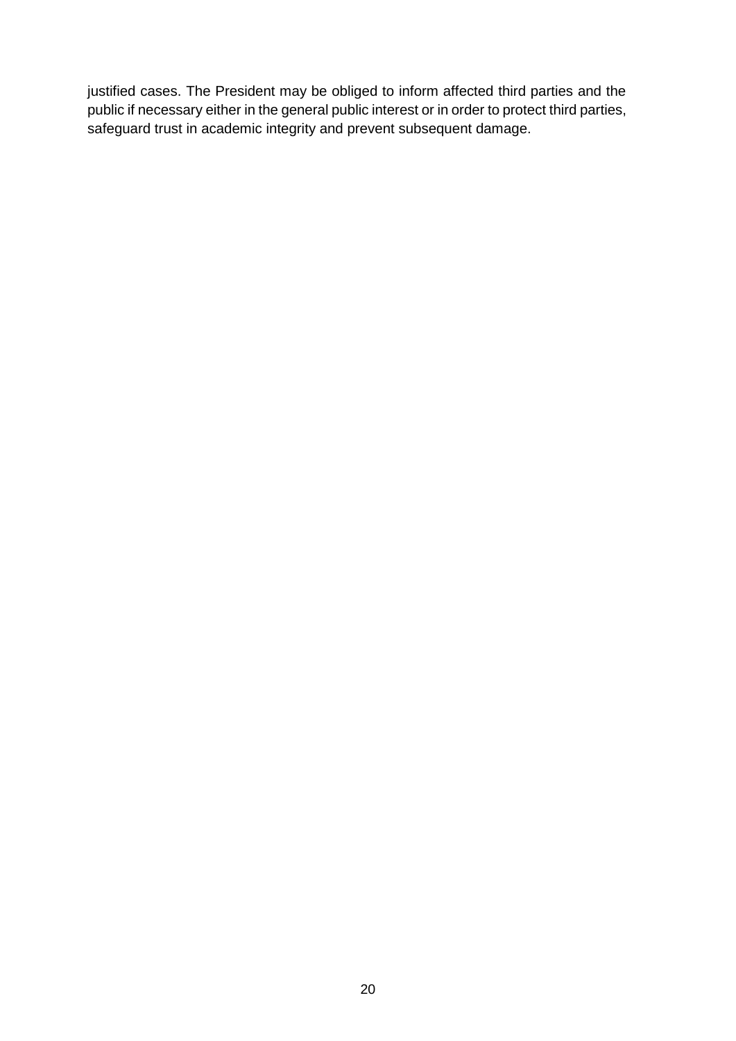justified cases. The President may be obliged to inform affected third parties and the public if necessary either in the general public interest or in order to protect third parties, safeguard trust in academic integrity and prevent subsequent damage.